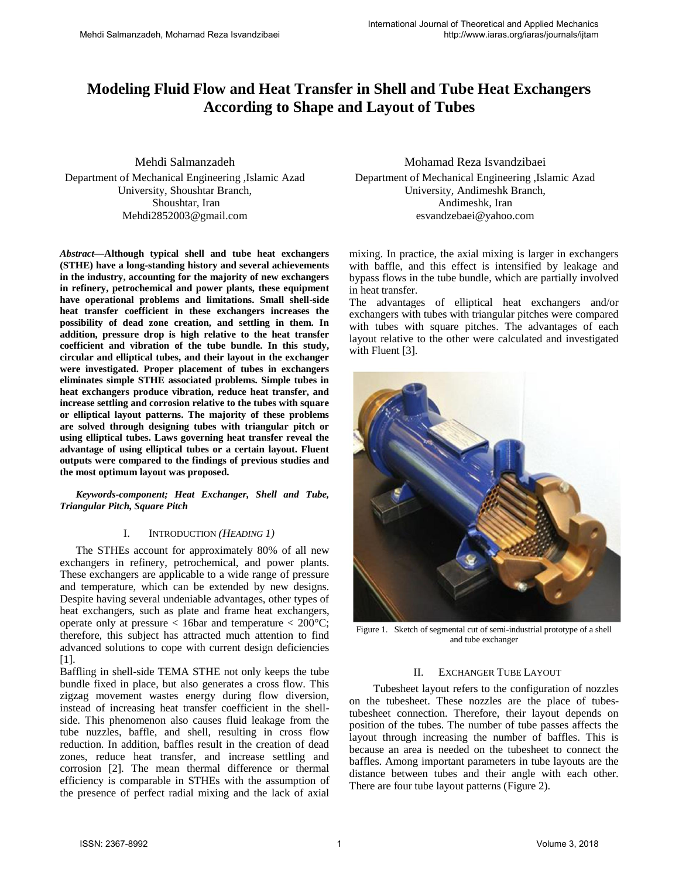# Modeling Fluid Flow and Heat Transfer in Shell and Tube Heat Exchangers According to Shape and Layout of Tubes

Mehdi Salmanzadeh
Department of Mechanical Engineering ,Islamic Azad University, Shoushtar Branch,
Shoushtar, Iran
Mehdi2852003@gmail.com

Mohamad Reza Isvandzibaei
Department of Mechanical Engineering ,Islamic Azad University, Andimeshk Branch,
Andimeshk, Iran
esvandzebaei@yahoo.com

***Abstract*—Although typical shell and tube heat exchangers (STHE) have a long-standing history and several achievements in the industry, accounting for the majority of new exchangers in refinery, petrochemical and power plants, these equipment have operational problems and limitations. Small shell-side heat transfer coefficient in these exchangers increases the possibility of dead zone creation, and settling in them. In addition, pressure drop is high relative to the heat transfer coefficient and vibration of the tube bundle. In this study, circular and elliptical tubes, and their layout in the exchanger were investigated. Proper placement of tubes in exchangers eliminates simple STHE associated problems. Simple tubes in heat exchangers produce vibration, reduce heat transfer, and increase settling and corrosion relative to the tubes with square or elliptical layout patterns. The majority of these problems are solved through designing tubes with triangular pitch or using elliptical tubes. Laws governing heat transfer reveal the advantage of using elliptical tubes or a certain layout. Fluent outputs were compared to the findings of previous studies and the most optimum layout was proposed.**

***Keywords-component; Heat Exchanger, Shell and Tube, Triangular Pitch, Square Pitch***

## I. INTRODUCTION *(HEADING 1)*

The STHEs account for approximately 80% of all new exchangers in refinery, petrochemical, and power plants. These exchangers are applicable to a wide range of pressure and temperature, which can be extended by new designs. Despite having several undeniable advantages, other types of heat exchangers, such as plate and frame heat exchangers, operate only at pressure < 16bar and temperature < 200°C; therefore, this subject has attracted much attention to find advanced solutions to cope with current design deficiencies [1].

Baffling in shell-side TEMA STHE not only keeps the tube bundle fixed in place, but also generates a cross flow. This zigzag movement wastes energy during flow diversion, instead of increasing heat transfer coefficient in the shell-side. This phenomenon also causes fluid leakage from the tube nuzzles, baffle, and shell, resulting in cross flow reduction. In addition, baffles result in the creation of dead zones, reduce heat transfer, and increase settling and corrosion [2]. The mean thermal difference or thermal efficiency is comparable in STHEs with the assumption of the presence of perfect radial mixing and the lack of axial mixing. In practice, the axial mixing is larger in exchangers with baffle, and this effect is intensified by leakage and bypass flows in the tube bundle, which are partially involved in heat transfer.

The advantages of elliptical heat exchangers and/or exchangers with tubes with triangular pitches were compared with tubes with square pitches. The advantages of each layout relative to the other were calculated and investigated with Fluent [3].

Figure 1. Sketch of segmental cut of semi-industrial prototype of a shell and tube exchanger

## II. EXCHANGER TUBE LAYOUT

Tubesheet layout refers to the configuration of nozzles on the tubesheet. These nozzles are the place of tubes-tubesheet connection. Therefore, their layout depends on position of the tubes. The number of tube passes affects the layout through increasing the number of baffles. This is because an area is needed on the tubesheet to connect the baffles. Among important parameters in tube layouts are the distance between tubes and their angle with each other. There are four tube layout patterns (Figure 2).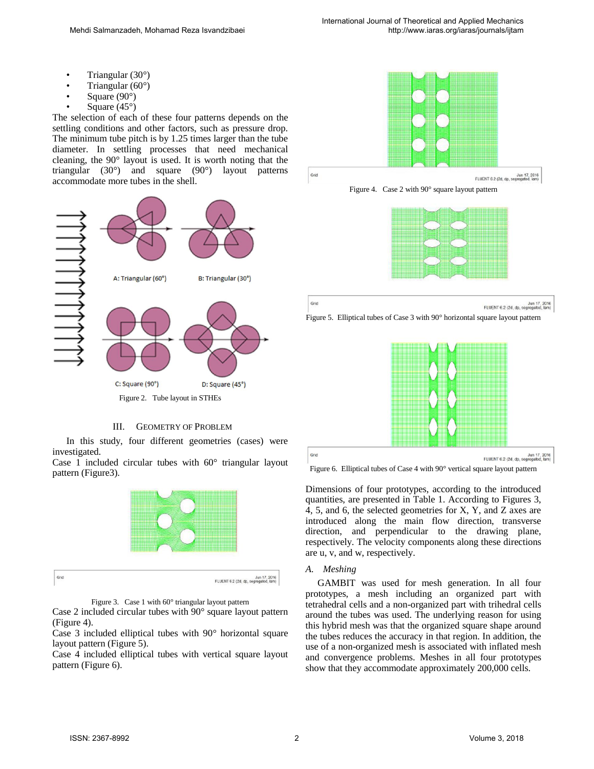- Triangular (30°)
- Triangular (60°)
- Square (90°)
- Square (45°)

The selection of each of these four patterns depends on the settling conditions and other factors, such as pressure drop. The minimum tube pitch is by 1.25 times larger than the tube diameter. In settling processes that need mechanical cleaning, the 90° layout is used. It is worth noting that the triangular (30°) and square (90°) layout patterns accommodate more tubes in the shell.

Figure 2. Tube layout in STHEs

## III. GEOMETRY OF PROBLEM

In this study, four different geometries (cases) were investigated.

Case 1 included circular tubes with 60° triangular layout pattern (Figure3).

Figure 3. Case 1 with 60° triangular layout pattern

Case 2 included circular tubes with 90° square layout pattern (Figure 4).

Case 3 included elliptical tubes with 90° horizontal square layout pattern (Figure 5).

Case 4 included elliptical tubes with vertical square layout pattern (Figure 6).

Figure 4. Case 2 with 90° square layout pattern

Figure 5. Elliptical tubes of Case 3 with 90° horizontal square layout pattern

Figure 6. Elliptical tubes of Case 4 with 90° vertical square layout pattern

Dimensions of four prototypes, according to the introduced quantities, are presented in Table 1. According to Figures 3, 4, 5, and 6, the selected geometries for X, Y, and Z axes are introduced along the main flow direction, transverse direction, and perpendicular to the drawing plane, respectively. The velocity components along these directions are u, v, and w, respectively.

### *A. Meshing*

GAMBIT was used for mesh generation. In all four prototypes, a mesh including an organized part with tetrahedral cells and a non-organized part with trihedral cells around the tubes was used. The underlying reason for using this hybrid mesh was that the organized square shape around the tubes reduces the accuracy in that region. In addition, the use of a non-organized mesh is associated with inflated mesh and convergence problems. Meshes in all four prototypes show that they accommodate approximately 200,000 cells.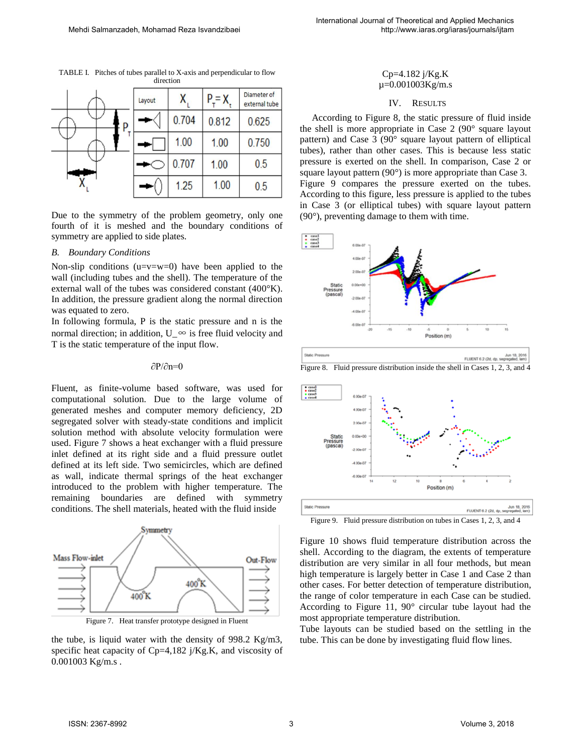TABLE I. Pitches of tubes parallel to X-axis and perpendicular to flow direction

| Layout | $X_L$ | $P_T = X_t$ | Diameter of external tube |
|---|---|---|---|
| ◁ | 0.704 | 0.812 | 0.625 |
| □ | 1.00 | 1.00 | 0.750 |
| ⬭ | 0.707 | 1.00 | 0.5 |
| ⬯ | 1.25 | 1.00 | 0.5 |

Due to the symmetry of the problem geometry, only one fourth of it is meshed and the boundary conditions of symmetry are applied to side plates.

### *B. Boundary Conditions*

Non-slip conditions (u=v=w=0) have been applied to the wall (including tubes and the shell). The temperature of the external wall of the tubes was considered constant (400°K). In addition, the pressure gradient along the normal direction was equated to zero.

In following formula, P is the static pressure and n is the normal direction; in addition, $U_\infty$ is free fluid velocity and T is the static temperature of the input flow.

$$\partial P/\partial n=0$$

Fluent, as finite-volume based software, was used for computational solution. Due to the large volume of generated meshes and computer memory deficiency, 2D segregated solver with steady-state conditions and implicit solution method with absolute velocity formulation were used. Figure 7 shows a heat exchanger with a fluid pressure inlet defined at its right side and a fluid pressure outlet defined at its left side. Two semicircles, which are defined as wall, indicate thermal springs of the heat exchanger introduced to the problem with higher temperature. The remaining boundaries are defined with symmetry conditions. The shell materials, heated with the fluid inside

Figure 7. Heat transfer prototype designed in Fluent

the tube, is liquid water with the density of 998.2 Kg/m3, specific heat capacity of Cp=4,182 j/Kg.K, and viscosity of 0.001003 Kg/m.s .

Cp=4.182 j/Kg.K
μ=0.001003Kg/m.s

## IV. RESULTS

According to Figure 8, the static pressure of fluid inside the shell is more appropriate in Case 2 (90° square layout pattern) and Case 3 (90° square layout pattern of elliptical tubes), rather than other cases. This is because less static pressure is exerted on the shell. In comparison, Case 2 or square layout pattern (90°) is more appropriate than Case 3. Figure 9 compares the pressure exerted on the tubes. According to this figure, less pressure is applied to the tubes in Case 3 (or elliptical tubes) with square layout pattern (90°), preventing damage to them with time.

Figure 8. Fluid pressure distribution inside the shell in Cases 1, 2, 3, and 4

Figure 9. Fluid pressure distribution on tubes in Cases 1, 2, 3, and 4

Figure 10 shows fluid temperature distribution across the shell. According to the diagram, the extents of temperature distribution are very similar in all four methods, but mean high temperature is largely better in Case 1 and Case 2 than other cases. For better detection of temperature distribution, the range of color temperature in each Case can be studied. According to Figure 11, 90° circular tube layout had the most appropriate temperature distribution.

Tube layouts can be studied based on the settling in the tube. This can be done by investigating fluid flow lines.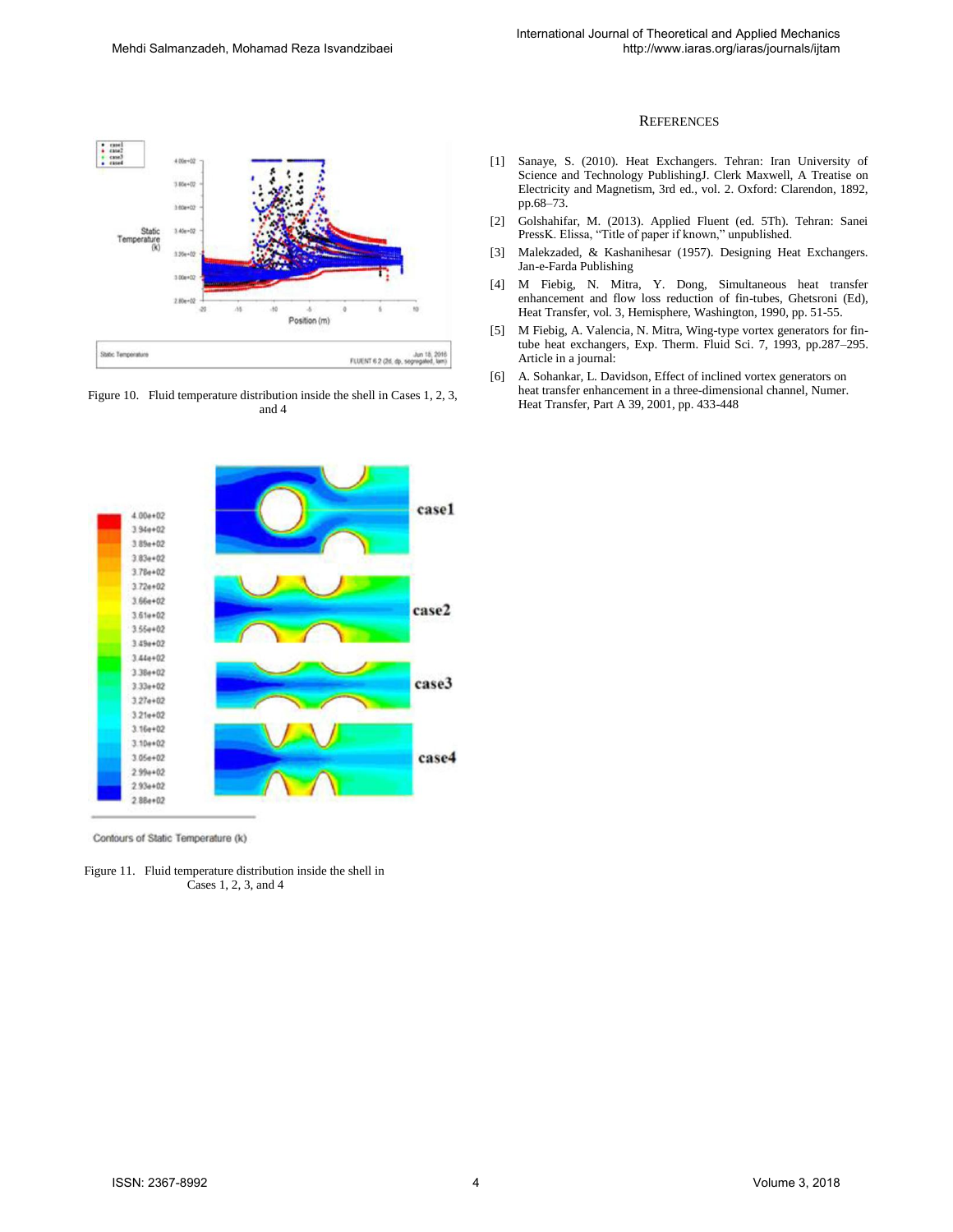case1
case2
case3
case4

Static Temperature (k)

4.00e+02
3.80e+02
3.60e+02
3.40e+02
3.20e+02
3.00e+02
2.80e+02

-20 -15 -10 -5 0 5 10

Position (m)

Static Temperature

Jun 18, 2016
FLUENT 6.2 (2d, dp, segregated, lam)

Figure 10. Fluid temperature distribution inside the shell in Cases 1, 2, 3, and 4

4.00e+02
3.94e+02
3.89e+02
3.83e+02
3.78e+02
3.72e+02
3.66e+02
3.61e+02
3.55e+02
3.49e+02
3.44e+02
3.38e+02
3.33e+02
3.27e+02
3.21e+02
3.16e+02
3.10e+02
3.05e+02
2.99e+02
2.93e+02
2.88e+02

case1
case2
case3
case4

Contours of Static Temperature (k)

Figure 11. Fluid temperature distribution inside the shell in Cases 1, 2, 3, and 4

## References

[1] Sanaye, S. (2010). Heat Exchangers. Tehran: Iran University of Science and Technology PublishingJ. Clerk Maxwell, A Treatise on Electricity and Magnetism, 3rd ed., vol. 2. Oxford: Clarendon, 1892, pp.68–73.

[2] Golshahifar, M. (2013). Applied Fluent (ed. 5Th). Tehran: Sanei PressK. Elissa, "Title of paper if known," unpublished.

[3] Malekzaded, & Kashanihesar (1957). Designing Heat Exchangers. Jan-e-Farda Publishing

[4] M Fiebig, N. Mitra, Y. Dong, Simultaneous heat transfer enhancement and flow loss reduction of fin-tubes, Ghetsroni (Ed), Heat Transfer, vol. 3, Hemisphere, Washington, 1990, pp. 51-55.

[5] M Fiebig, A. Valencia, N. Mitra, Wing-type vortex generators for fin-tube heat exchangers, Exp. Therm. Fluid Sci. 7, 1993, pp.287–295. Article in a journal:

[6] A. Sohankar, L. Davidson, Effect of inclined vortex generators on heat transfer enhancement in a three-dimensional channel, Numer. Heat Transfer, Part A 39, 2001, pp. 433-448